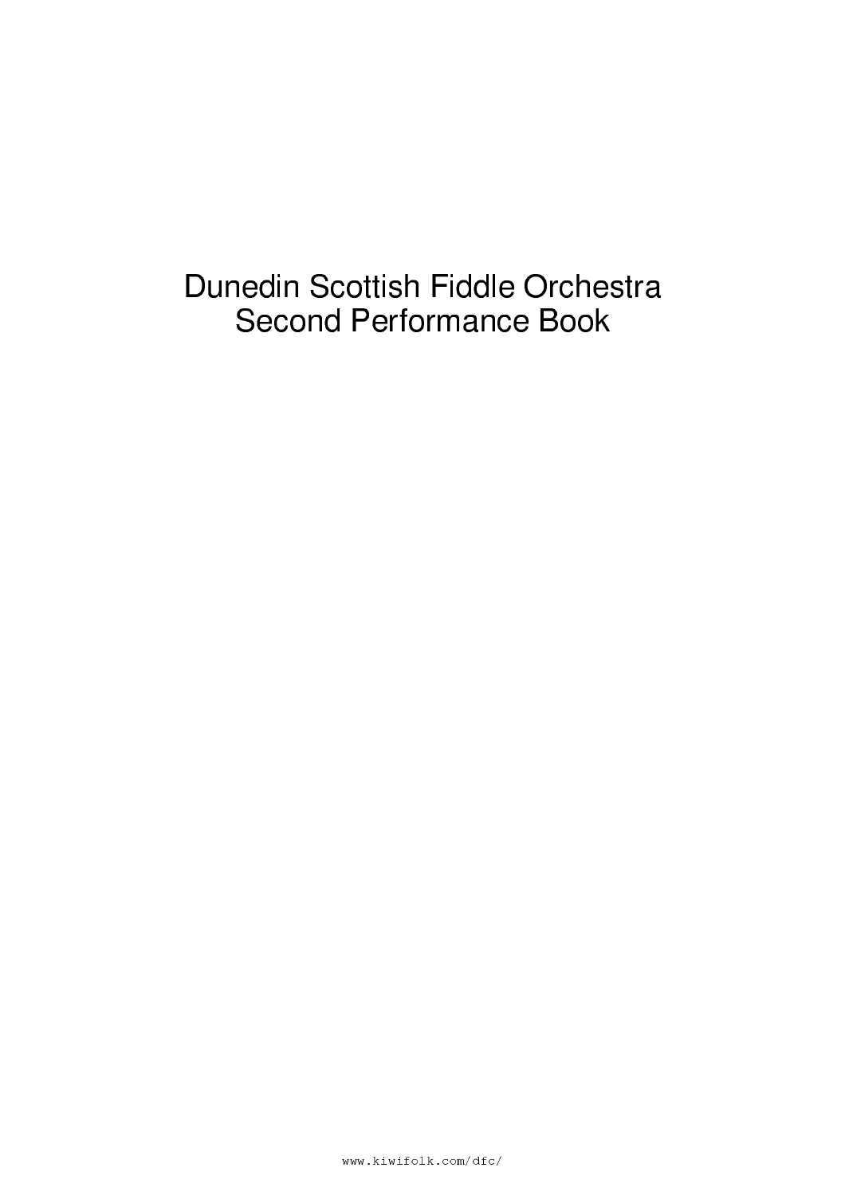# Dunedin Scottish Fiddle Orchestra
# Second Performance Book

www.kiwifolk.com/dfc/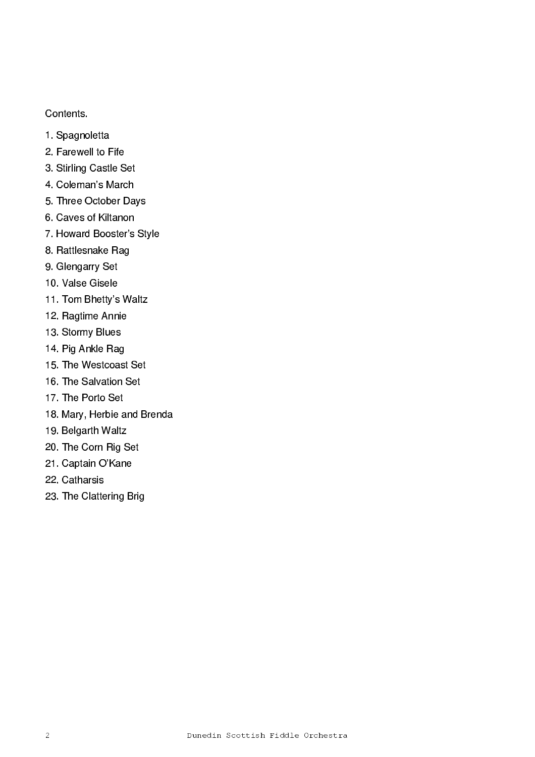Contents.

1. Spagnoletta
2. Farewell to Fife
3. Stirling Castle Set
4. Coleman's March
5. Three October Days
6. Caves of Kiltanon
7. Howard Booster's Style
8. Rattlesnake Rag
9. Glengarry Set
10. Valse Gisele
11. Tom Bhetty's Waltz
12. Ragtime Annie
13. Stormy Blues
14. Pig Ankle Rag
15. The Westcoast Set
16. The Salvation Set
17. The Porto Set
18. Mary, Herbie and Brenda
19. Belgarth Waltz
20. The Corn Rig Set
21. Captain O'Kane
22. Catharsis
23. The Clattering Brig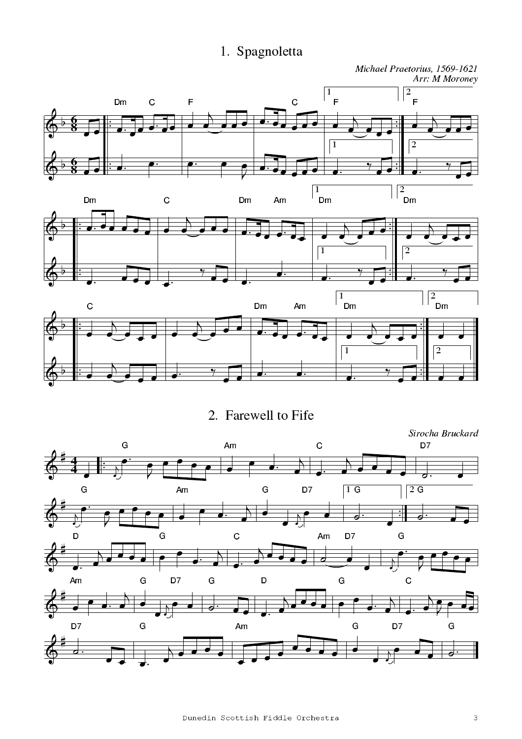# 1. Spagnoletta

*Michael Praetorius, 1569-1621*
*Arr: M Moroney*

# 2. Farewell to Fife

*Sirocha Bruckard*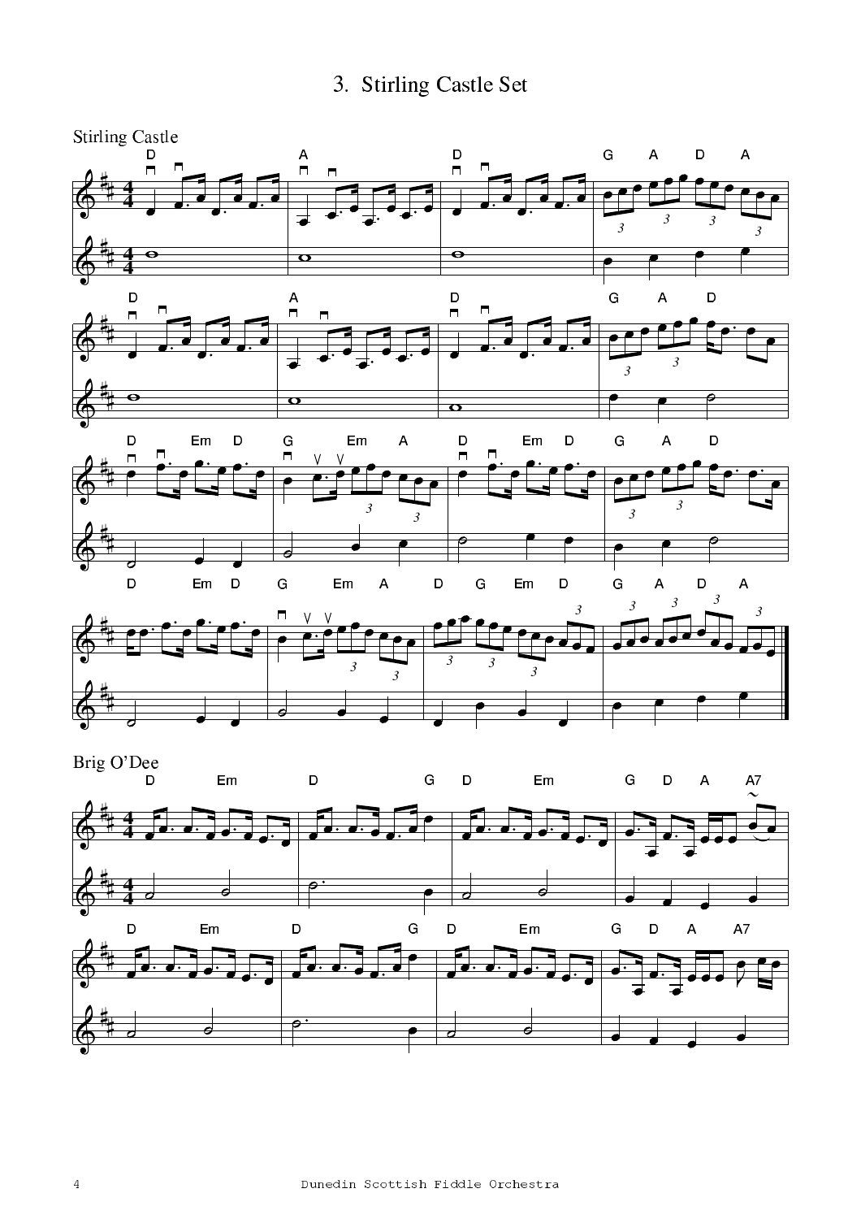# 3. Stirling Castle Set

## Stirling Castle

## Brig O'Dee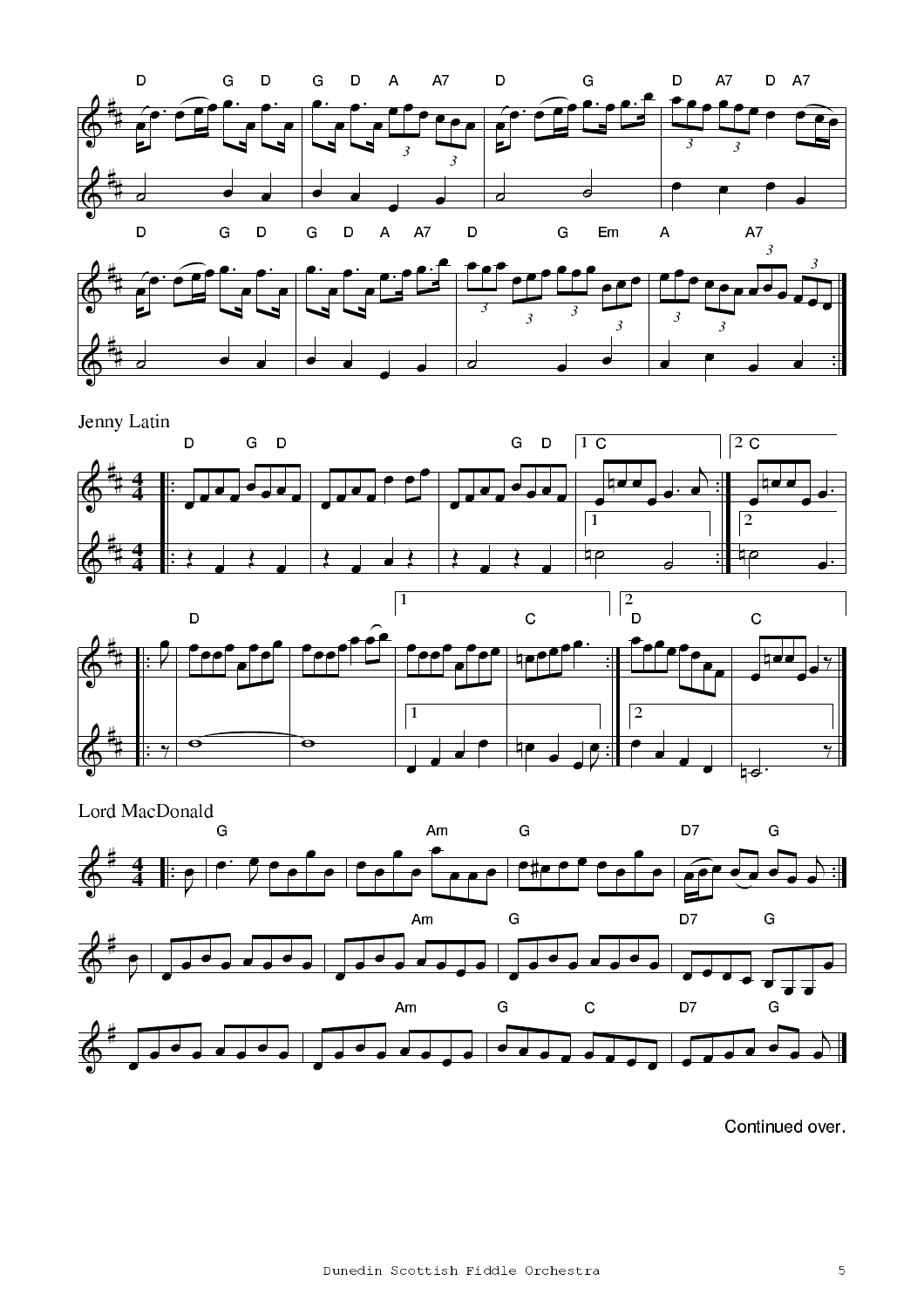Jenny Latin

Lord MacDonald

Continued over.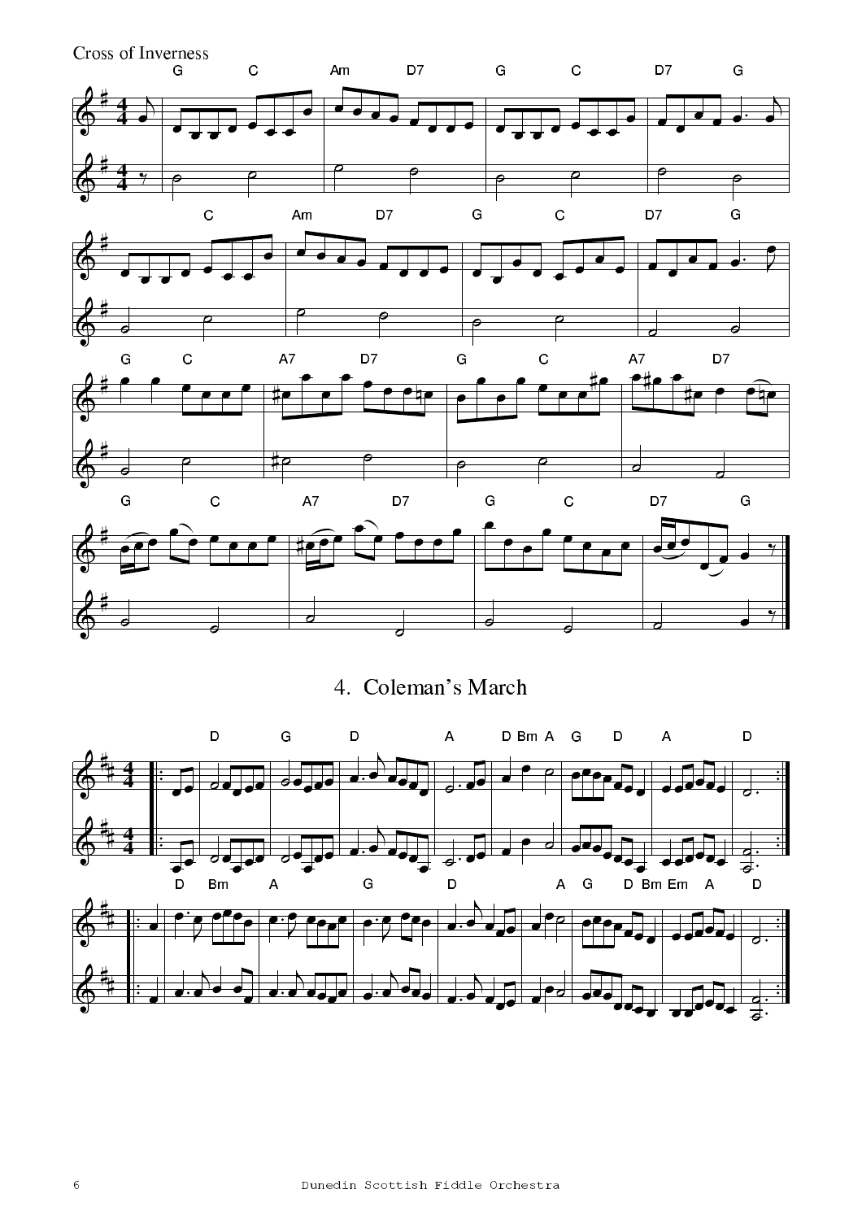Cross of Inverness

## 4. Coleman's March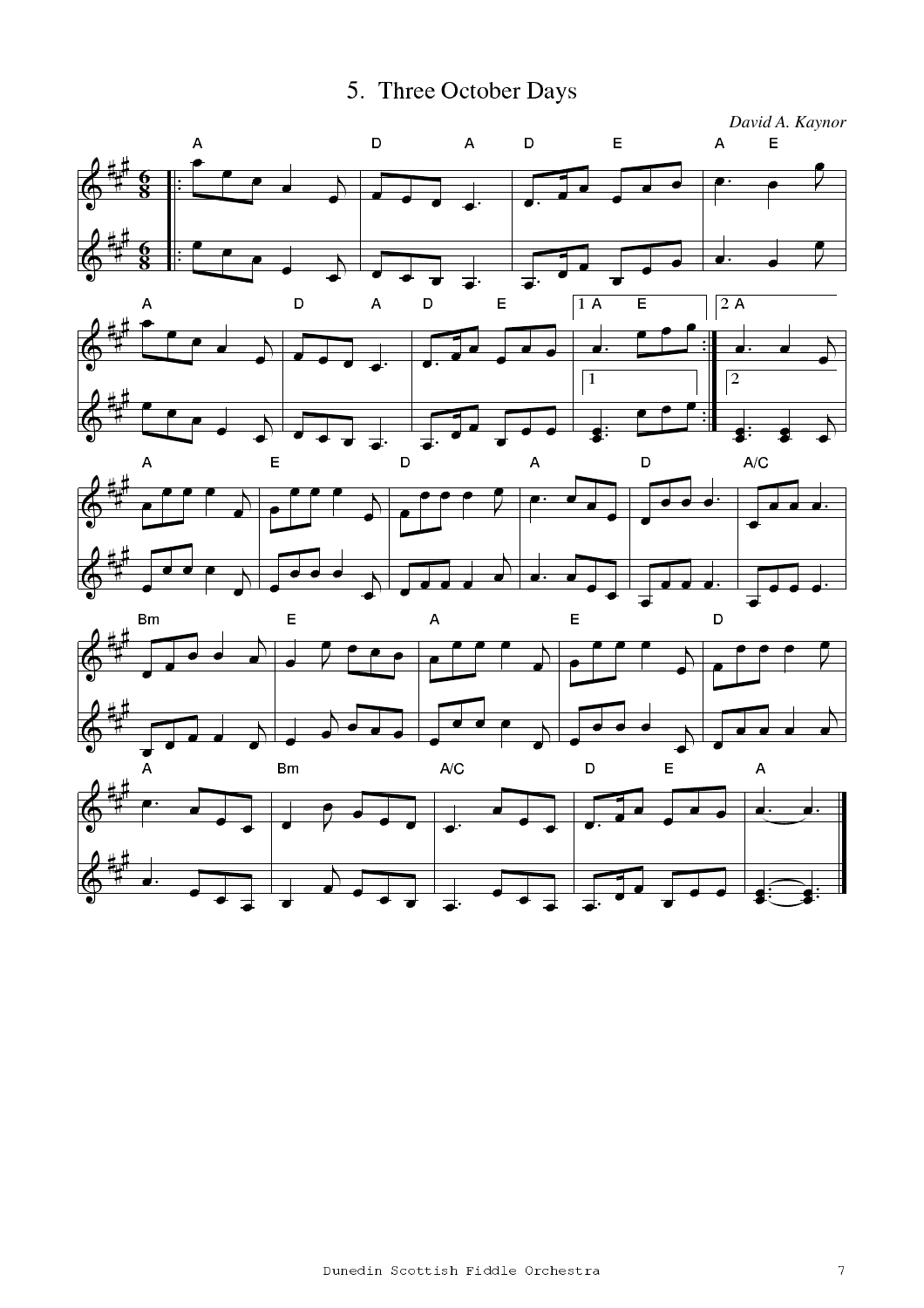# 5. Three October Days

*David A. Kaynor*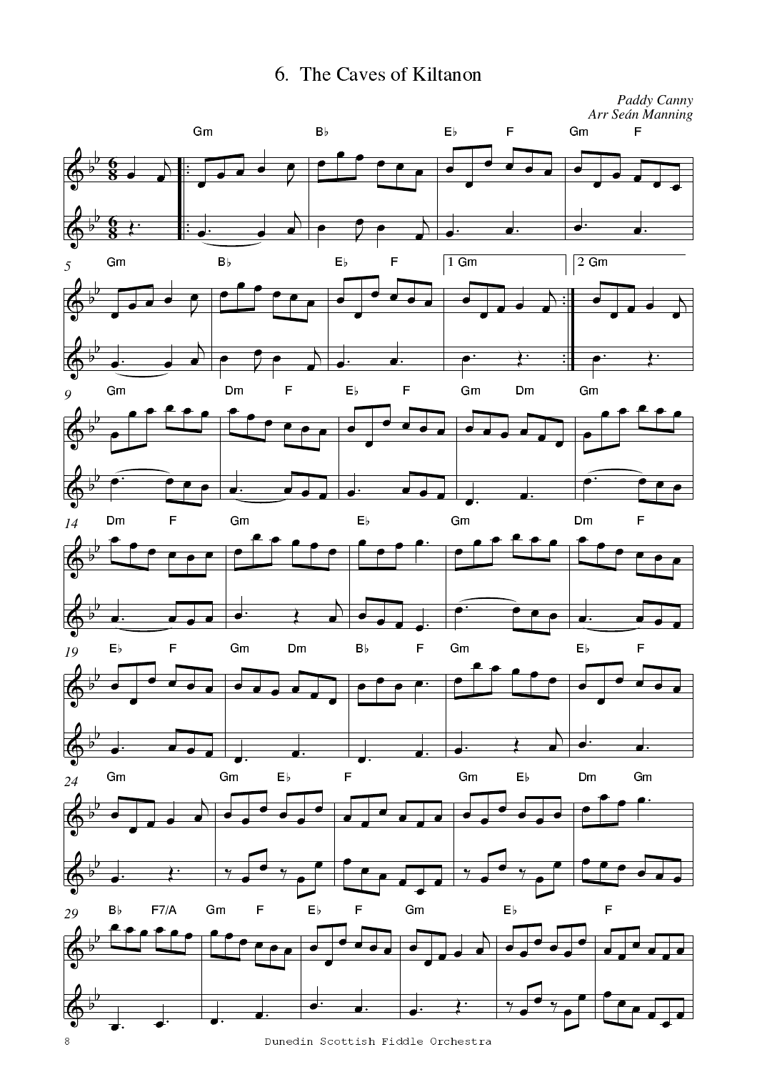# 6. The Caves of Kiltanon

*Paddy Canny*
*Arr Seán Manning*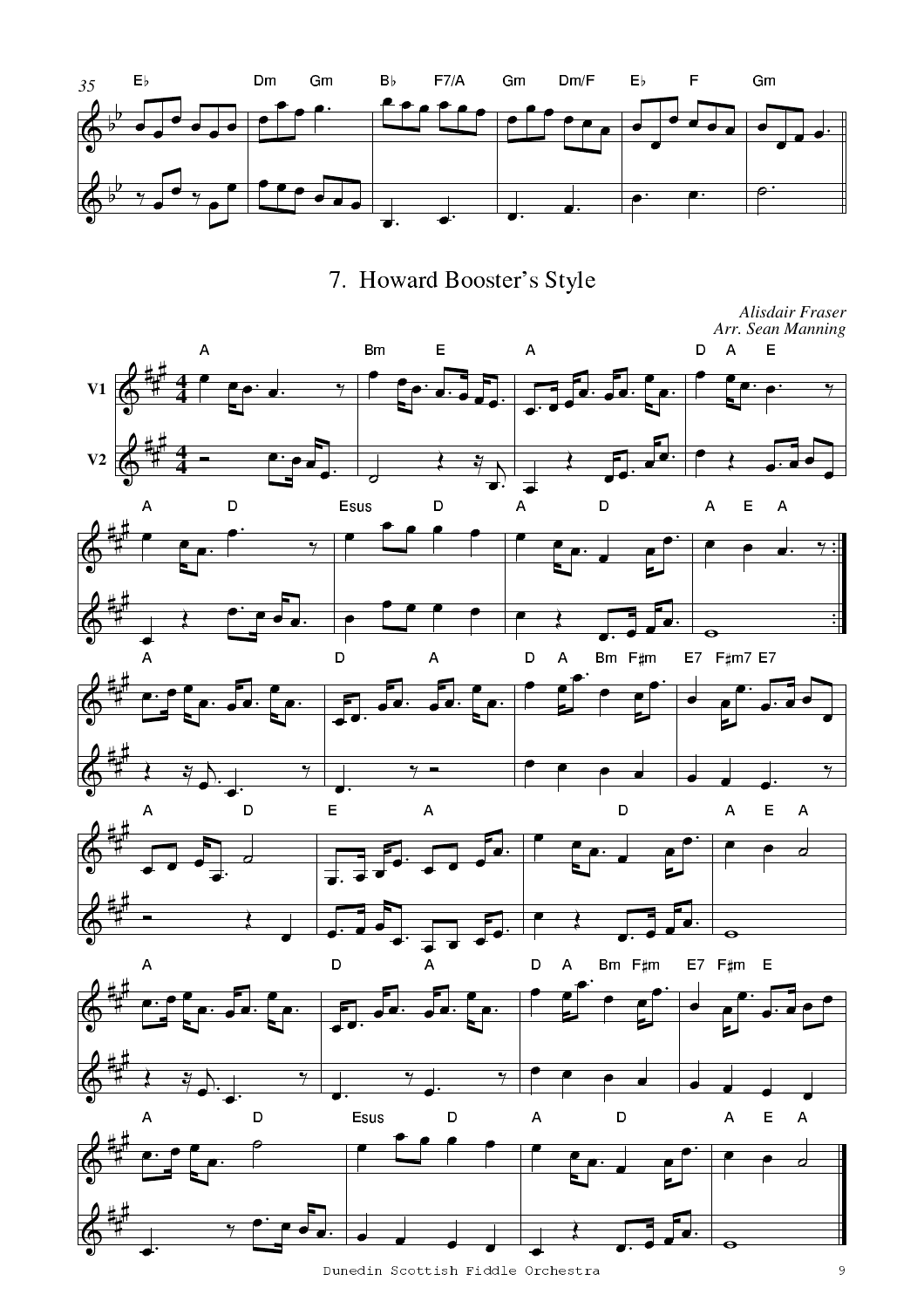## 7. Howard Booster's Style

*Alisdair Fraser*
*Arr. Sean Manning*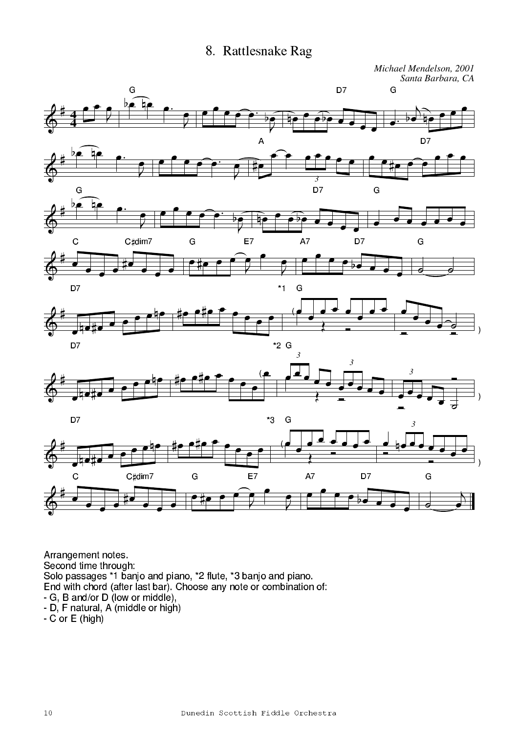# 8. Rattlesnake Rag

*Michael Mendelson, 2001*
*Santa Barbara, CA*

Arrangement notes.
Second time through:
Solo passages *1 banjo and piano, *2 flute, *3 banjo and piano.
End with chord (after last bar). Choose any note or combination of:
- G, B and/or D (low or middle),
- D, F natural, A (middle or high)
- C or E (high)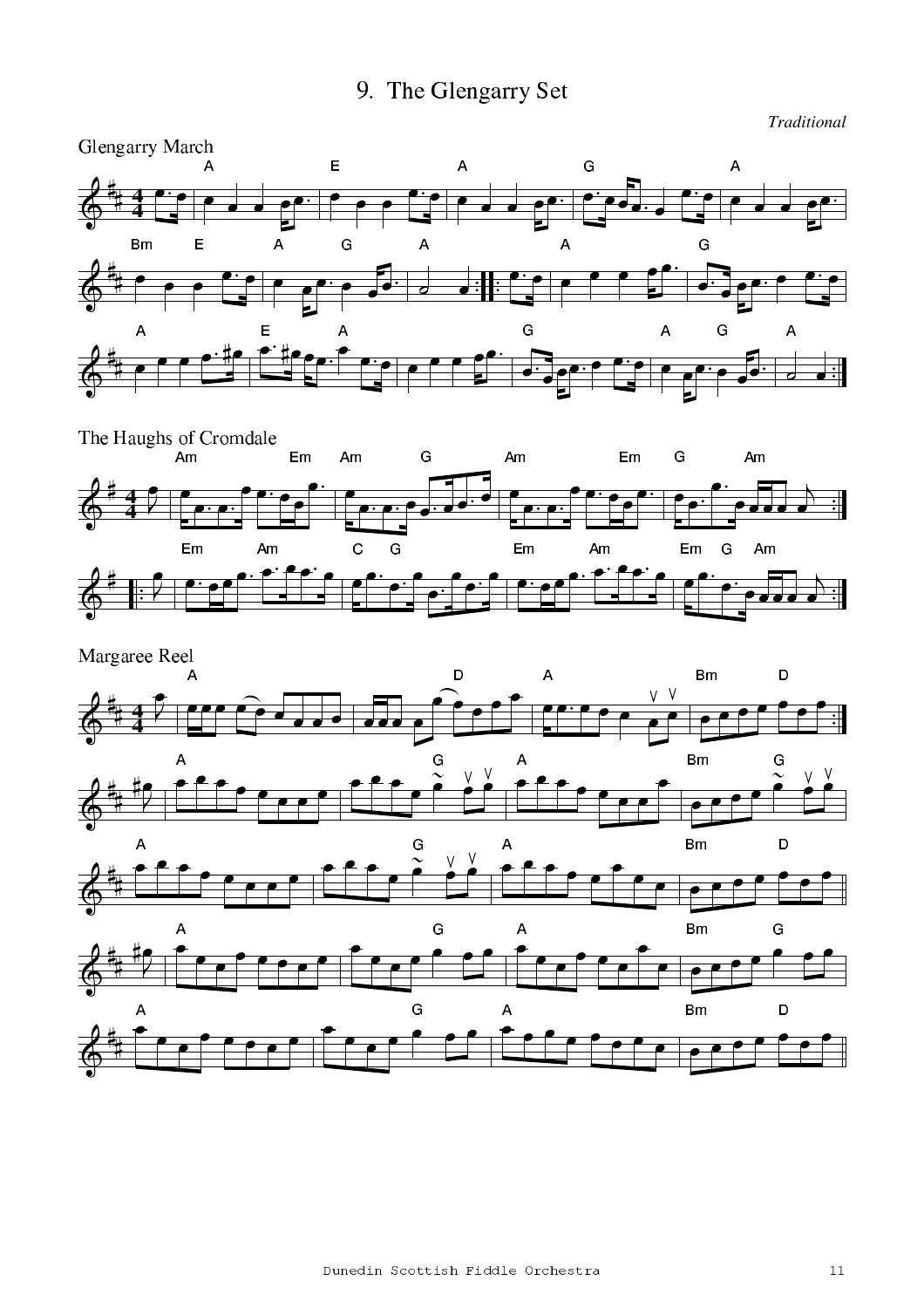# 9. The Glengarry Set

*Traditional*

## Glengarry March

## The Haughs of Cromdale

## Margaree Reel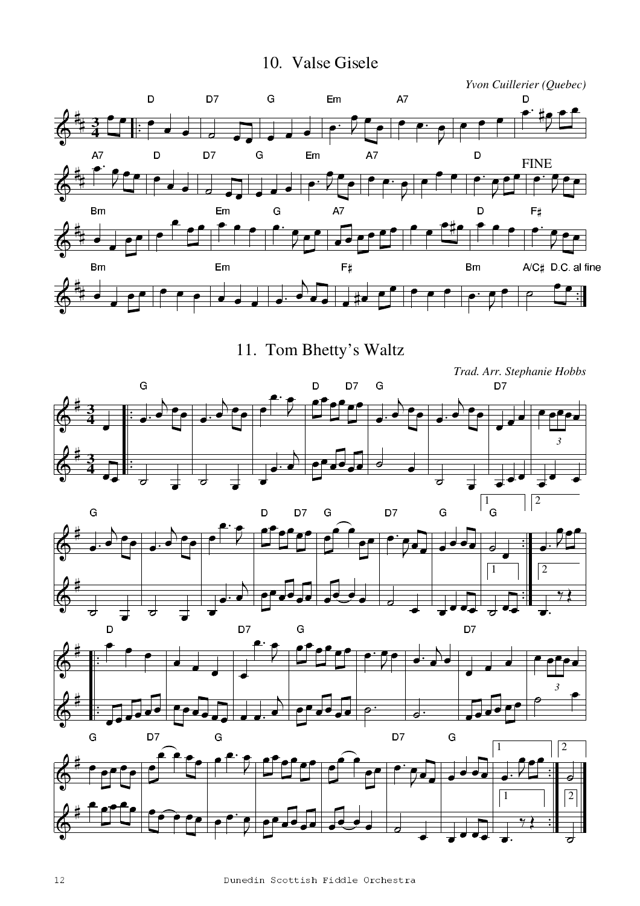## 10. Valse Gisele

*Yvon Cuillerier (Quebec)*

## 11. Tom Bhetty's Waltz

*Trad. Arr. Stephanie Hobbs*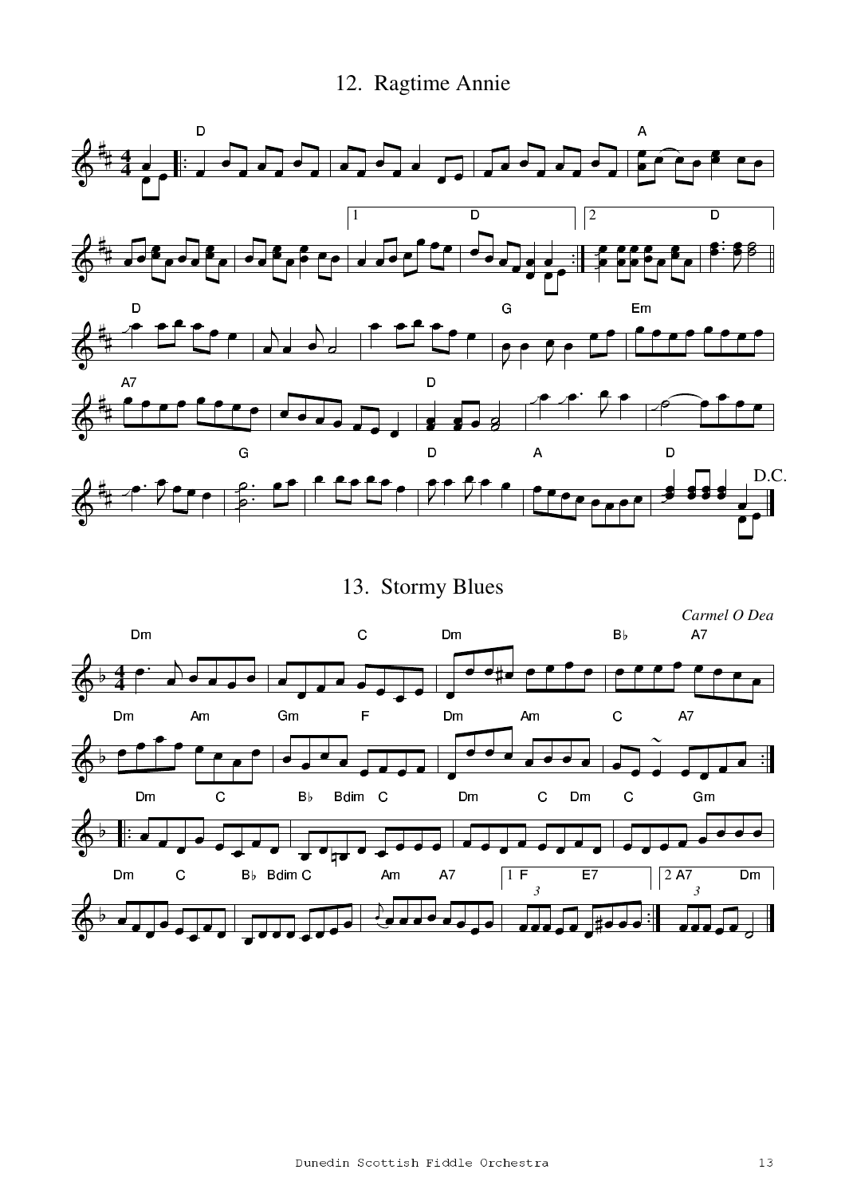## 12. Ragtime Annie

## 13. Stormy Blues

*Carmel O Dea*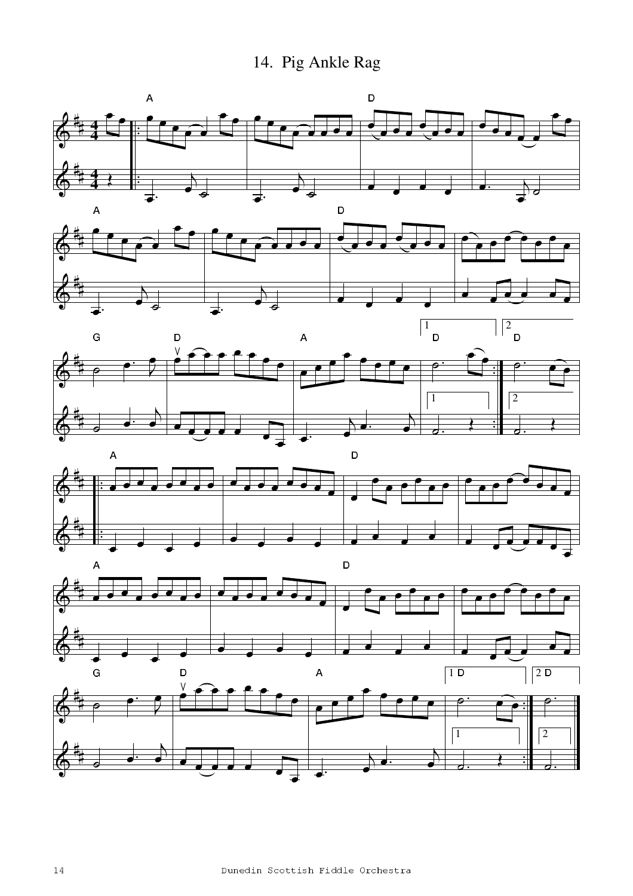# 14. Pig Ankle Rag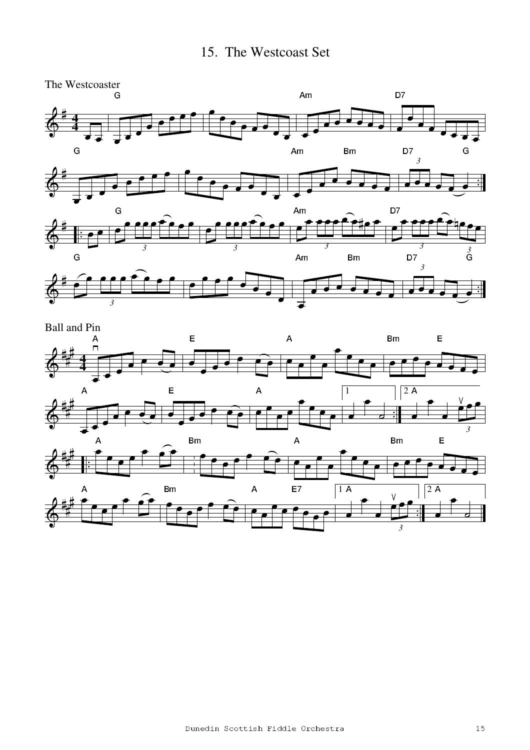# 15. The Westcoast Set

## The Westcoaster

## Ball and Pin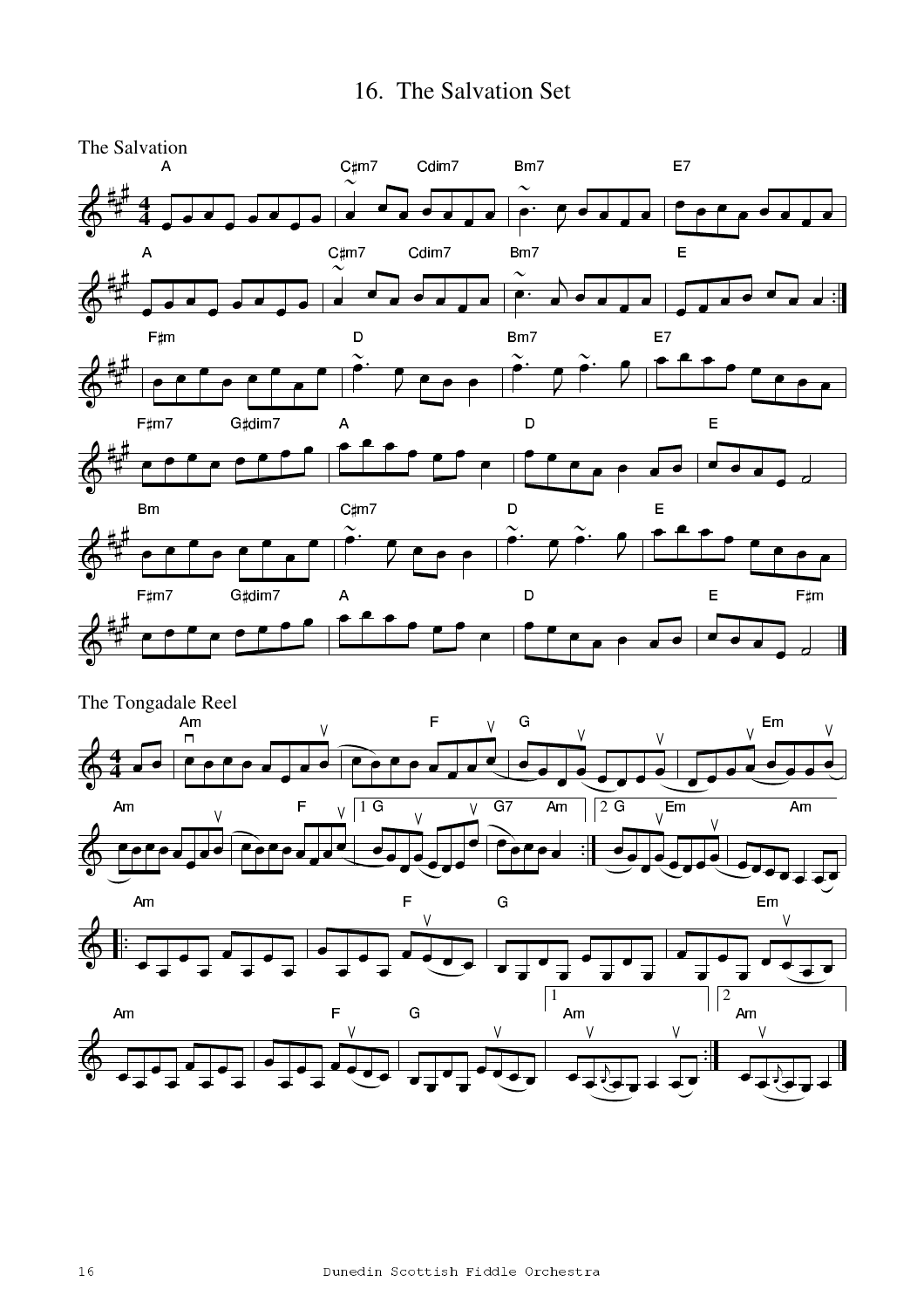# 16. The Salvation Set

The Salvation

The Tongadale Reel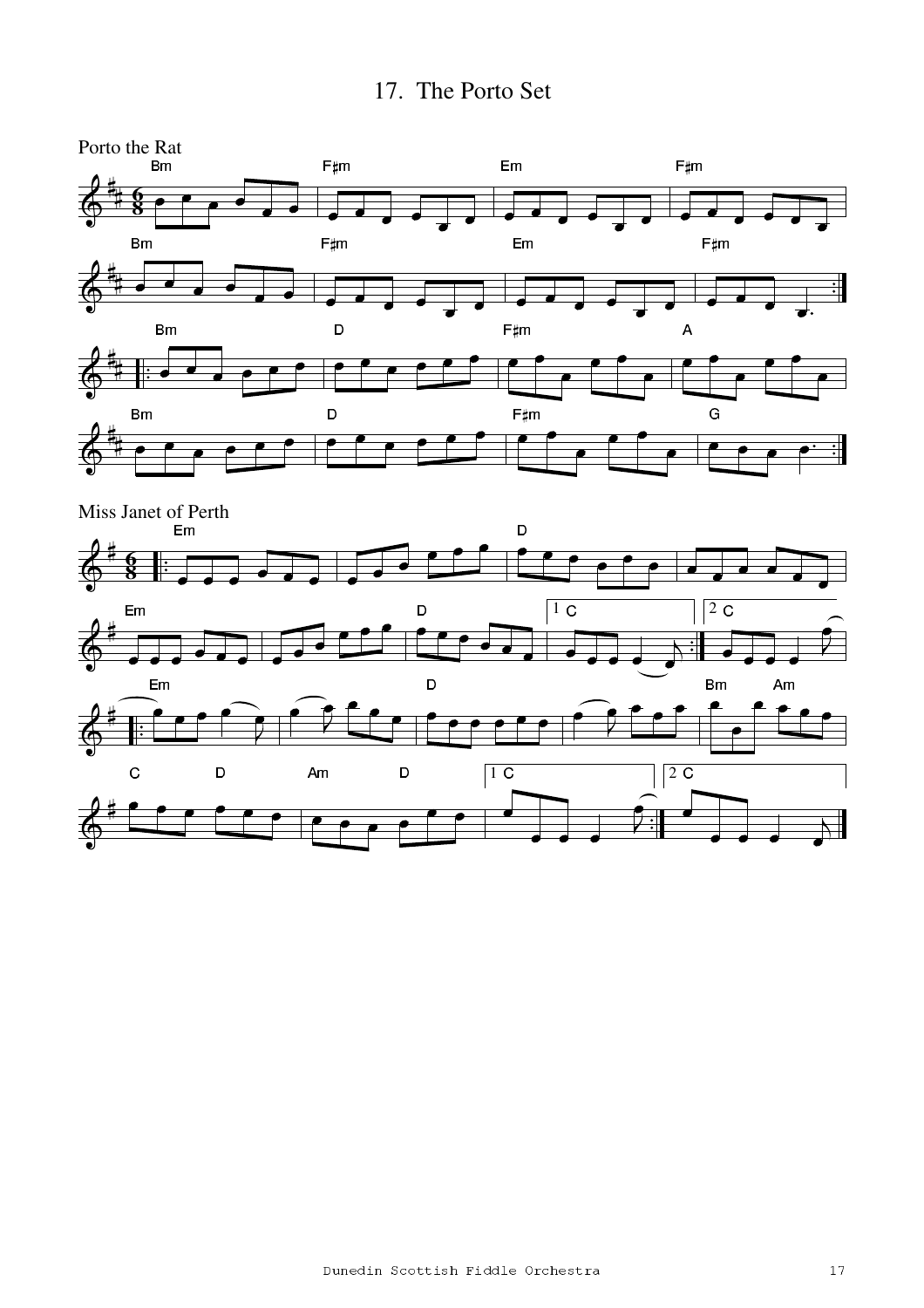# 17. The Porto Set

## Porto the Rat

## Miss Janet of Perth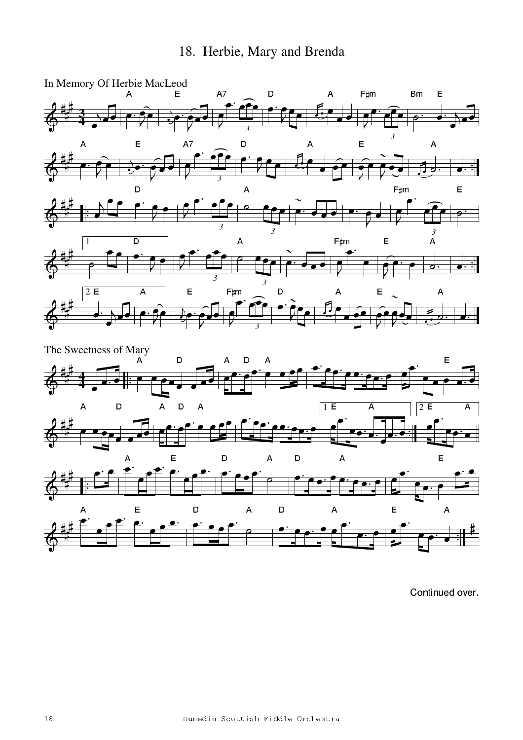# 18. Herbie, Mary and Brenda

In Memory Of Herbie MacLeod

The Sweetness of Mary

Continued over.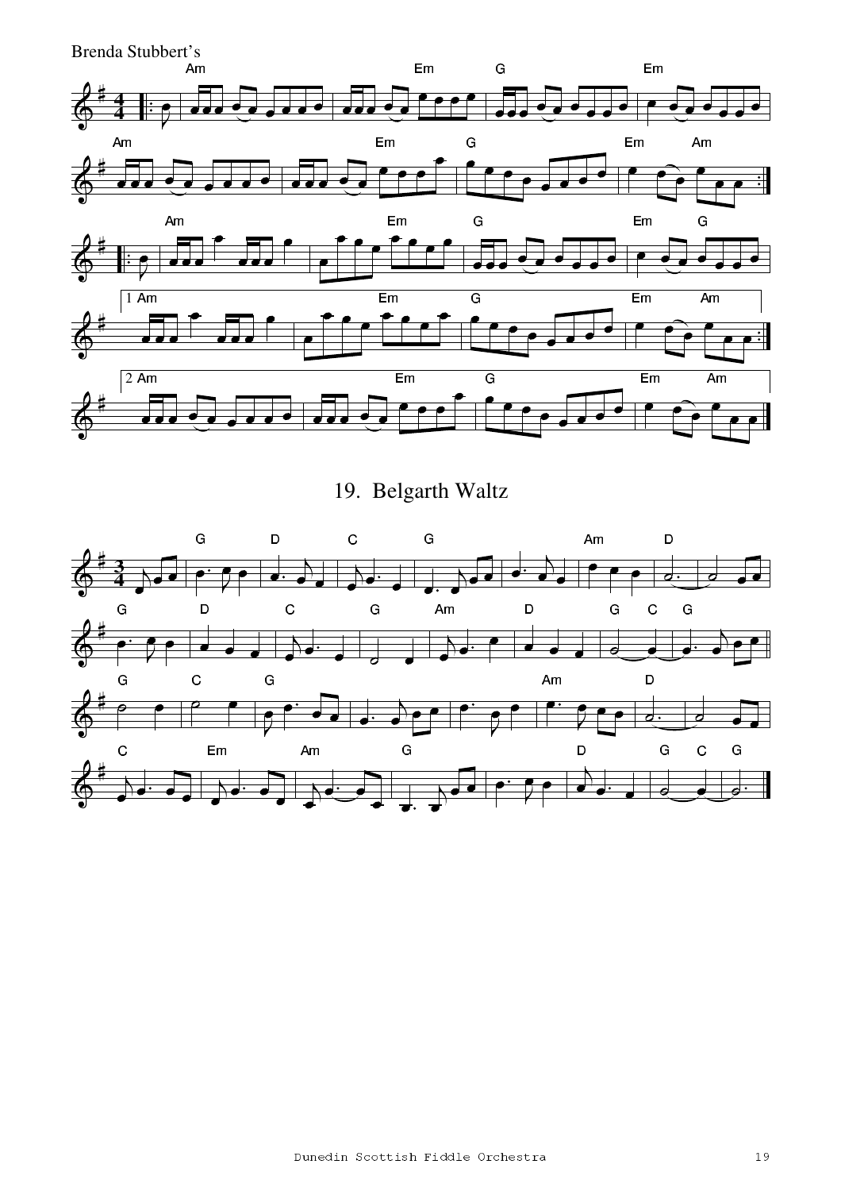Brenda Stubbert's

## 19. Belgarth Waltz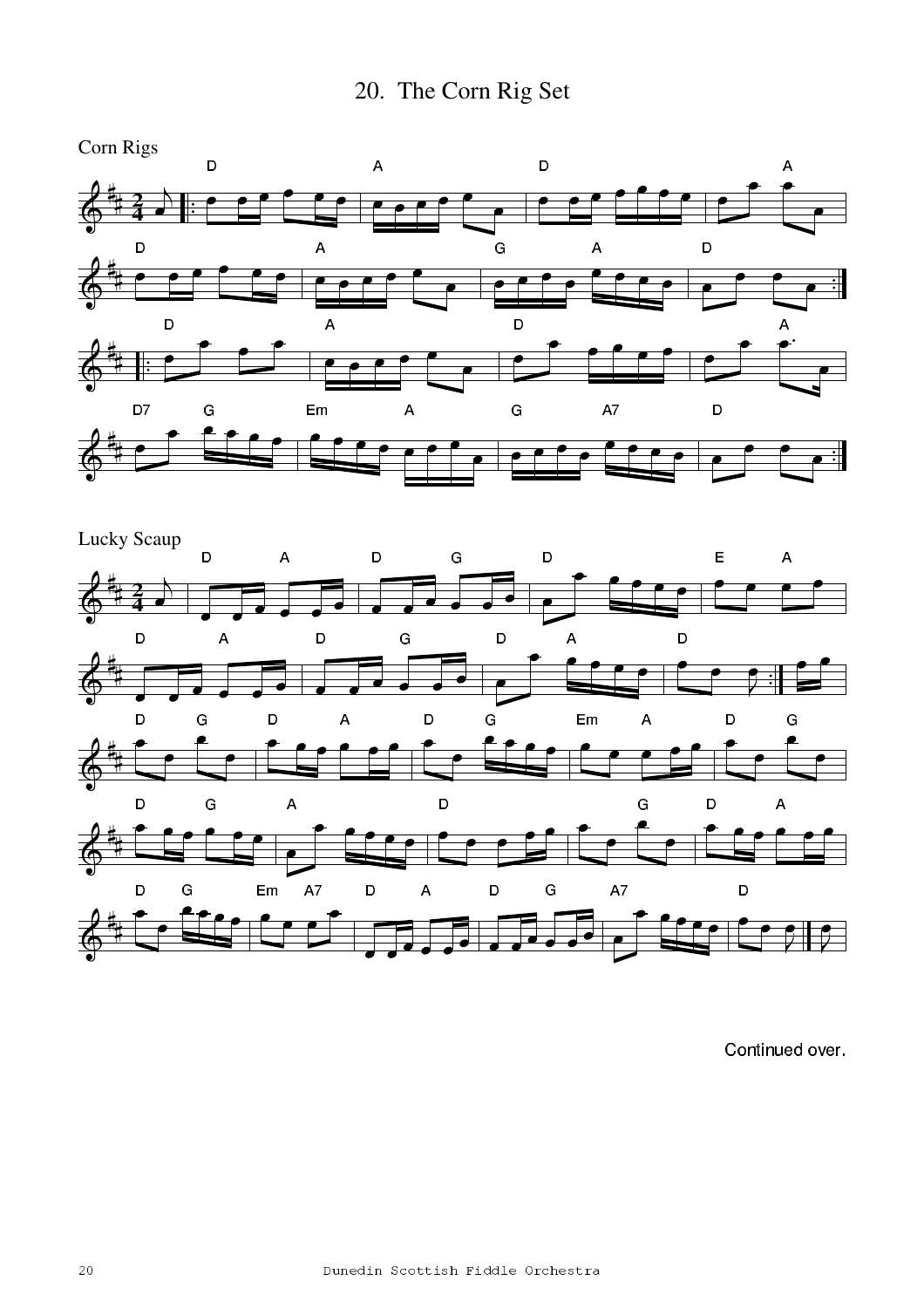# 20. The Corn Rig Set

## Corn Rigs

## Lucky Scaup

Continued over.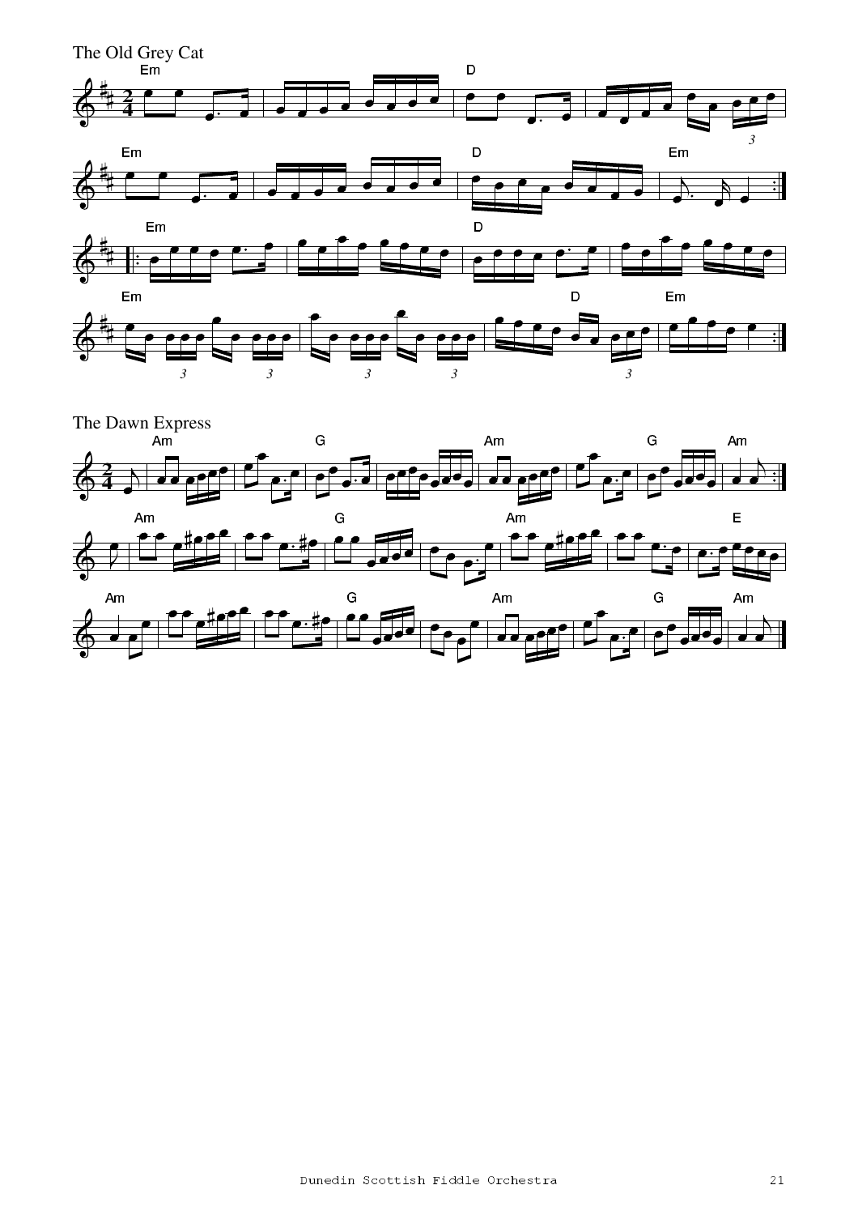## The Old Grey Cat

## The Dawn Express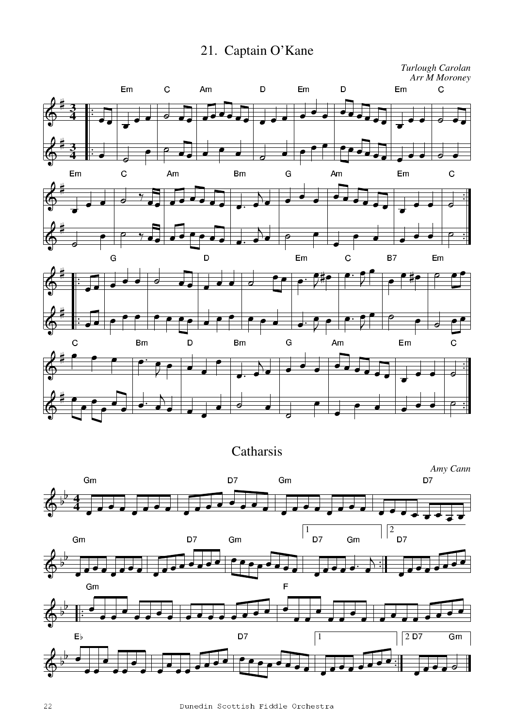## 21. Captain O'Kane

*Turlough Carolan*
*Arr M Moroney*

## Catharsis

*Amy Cann*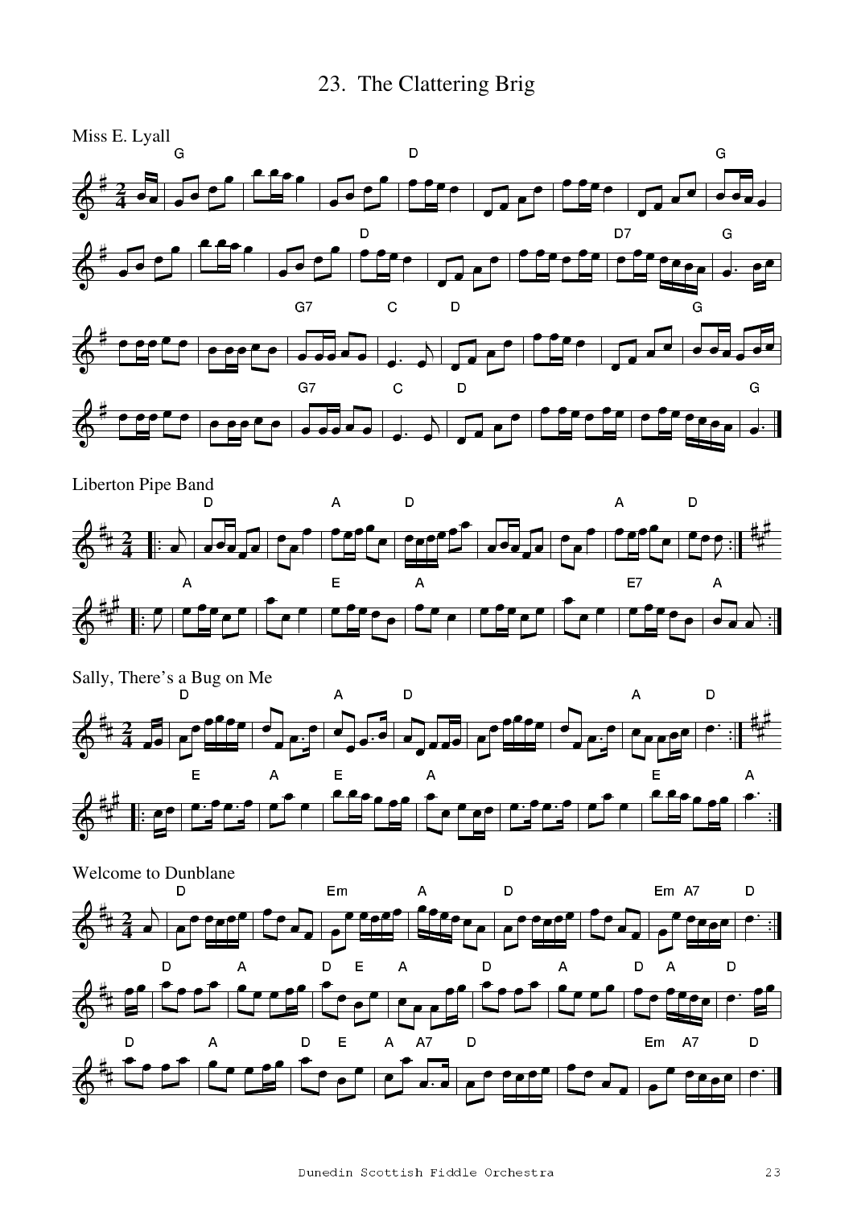# 23. The Clattering Brig

Miss E. Lyall

Liberton Pipe Band

Sally, There's a Bug on Me

Welcome to Dunblane